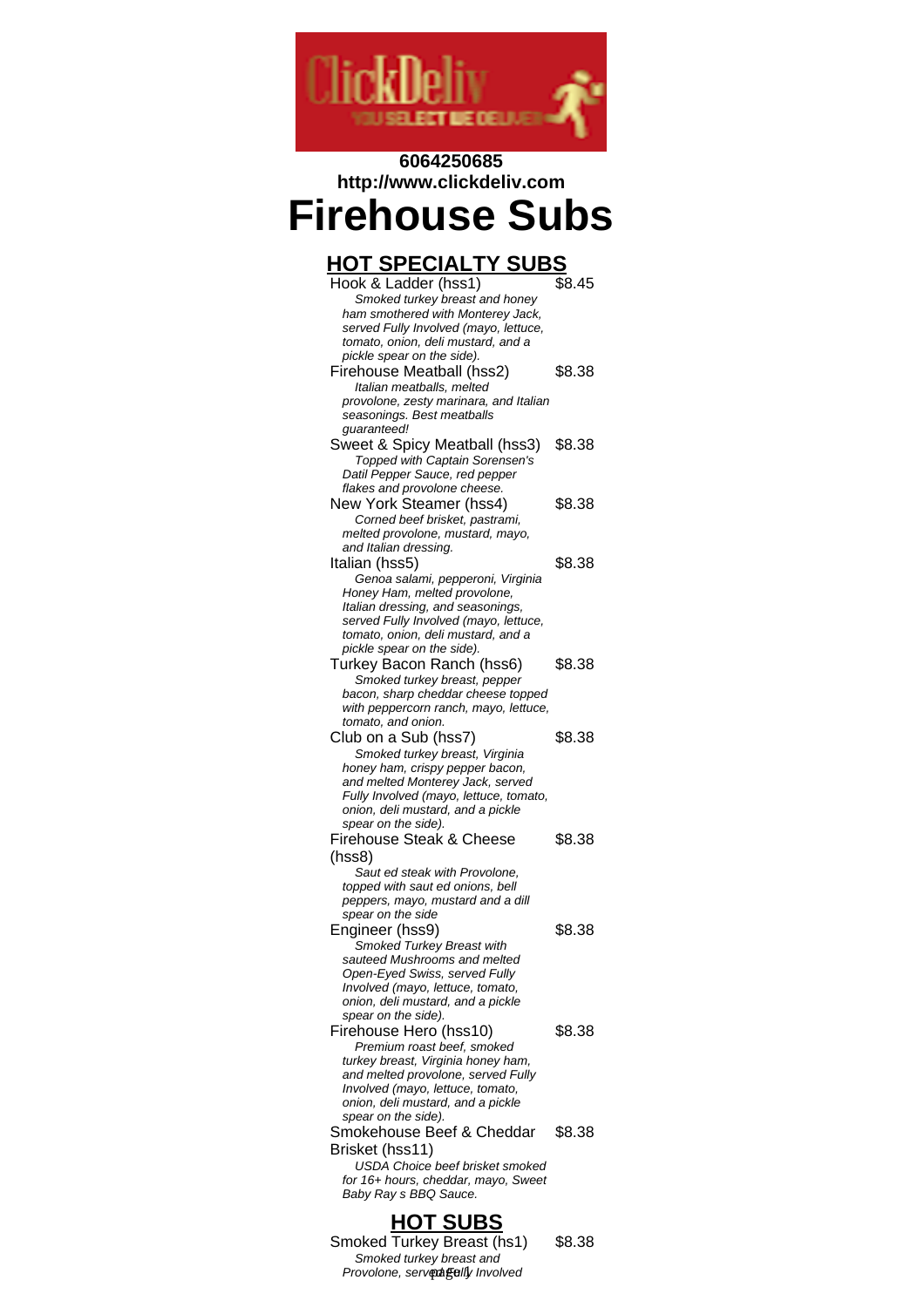6064250685
http://www.clickdeliv.com

# Firehouse Subs

## HOT SPECIALTY SUBS

Hook & Ladder (hss1) $8.45
*Smoked turkey breast and honey ham smothered with Monterey Jack, served Fully Involved (mayo, lettuce, tomato, onion, deli mustard, and a pickle spear on the side).*

Firehouse Meatball (hss2) $8.38
*Italian meatballs, melted provolone, zesty marinara, and Italian seasonings. Best meatballs guaranteed!*

Sweet & Spicy Meatball (hss3) $8.38
*Topped with Captain Sorensen's Datil Pepper Sauce, red pepper flakes and provolone cheese.*

New York Steamer (hss4) $8.38
*Corned beef brisket, pastrami, melted provolone, mustard, mayo, and Italian dressing.*

Italian (hss5) $8.38
*Genoa salami, pepperoni, Virginia Honey Ham, melted provolone, Italian dressing, and seasonings, served Fully Involved (mayo, lettuce, tomato, onion, deli mustard, and a pickle spear on the side).*

Turkey Bacon Ranch (hss6) $8.38
*Smoked turkey breast, pepper bacon, sharp cheddar cheese topped with peppercorn ranch, mayo, lettuce, tomato, and onion.*

Club on a Sub (hss7) $8.38
*Smoked turkey breast, Virginia honey ham, crispy pepper bacon, and melted Monterey Jack, served Fully Involved (mayo, lettuce, tomato, onion, deli mustard, and a pickle spear on the side).*

Firehouse Steak & Cheese (hss8) $8.38
*Saut ed steak with Provolone, topped with saut ed onions, bell peppers, mayo, mustard and a dill spear on the side*

Engineer (hss9) $8.38
*Smoked Turkey Breast with sauteed Mushrooms and melted Open-Eyed Swiss, served Fully Involved (mayo, lettuce, tomato, onion, deli mustard, and a pickle spear on the side).*

Firehouse Hero (hss10) $8.38
*Premium roast beef, smoked turkey breast, Virginia honey ham, and melted provolone, served Fully Involved (mayo, lettuce, tomato, onion, deli mustard, and a pickle spear on the side).*

Smokehouse Beef & Cheddar Brisket (hss11) $8.38
*USDA Choice beef brisket smoked for 16+ hours, cheddar, mayo, Sweet Baby Ray s BBQ Sauce.*

## HOT SUBS

Smoked Turkey Breast (hs1) $8.38
*Smoked turkey breast and Provolone, served Fully Involved*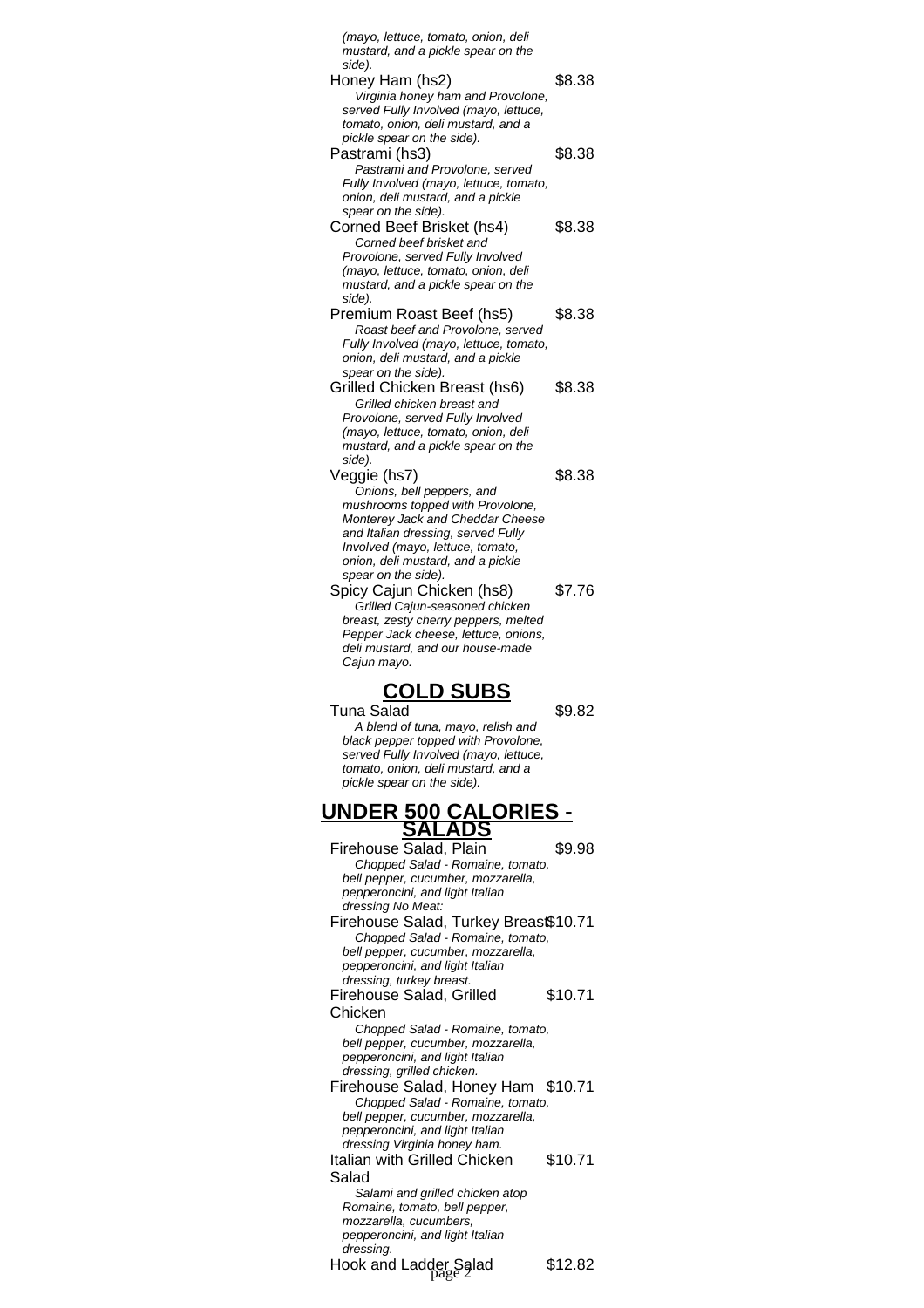*(mayo, lettuce, tomato, onion, deli mustard, and a pickle spear on the side).*

Honey Ham (hs2) $8.38
*Virginia honey ham and Provolone, served Fully Involved (mayo, lettuce, tomato, onion, deli mustard, and a pickle spear on the side).*

Pastrami (hs3) $8.38
*Pastrami and Provolone, served Fully Involved (mayo, lettuce, tomato, onion, deli mustard, and a pickle spear on the side).*

Corned Beef Brisket (hs4) $8.38
*Corned beef brisket and Provolone, served Fully Involved (mayo, lettuce, tomato, onion, deli mustard, and a pickle spear on the side).*

Premium Roast Beef (hs5) $8.38
*Roast beef and Provolone, served Fully Involved (mayo, lettuce, tomato, onion, deli mustard, and a pickle spear on the side).*

Grilled Chicken Breast (hs6) $8.38
*Grilled chicken breast and Provolone, served Fully Involved (mayo, lettuce, tomato, onion, deli mustard, and a pickle spear on the side).*

Veggie (hs7) $8.38
*Onions, bell peppers, and mushrooms topped with Provolone, Monterey Jack and Cheddar Cheese and Italian dressing, served Fully Involved (mayo, lettuce, tomato, onion, deli mustard, and a pickle spear on the side).*

Spicy Cajun Chicken (hs8) $7.76
*Grilled Cajun-seasoned chicken breast, zesty cherry peppers, melted Pepper Jack cheese, lettuce, onions, deli mustard, and our house-made Cajun mayo.*

## COLD SUBS

Tuna Salad $9.82
*A blend of tuna, mayo, relish and black pepper topped with Provolone, served Fully Involved (mayo, lettuce, tomato, onion, deli mustard, and a pickle spear on the side).*

## UNDER 500 CALORIES - SALADS

Firehouse Salad, Plain $9.98
*Chopped Salad - Romaine, tomato, bell pepper, cucumber, mozzarella, pepperoncini, and light Italian dressing No Meat:*

Firehouse Salad, Turkey Breast $10.71
*Chopped Salad - Romaine, tomato, bell pepper, cucumber, mozzarella, pepperoncini, and light Italian dressing, turkey breast.*

Firehouse Salad, Grilled Chicken $10.71
*Chopped Salad - Romaine, tomato, bell pepper, cucumber, mozzarella, pepperoncini, and light Italian dressing, grilled chicken.*

Firehouse Salad, Honey Ham $10.71
*Chopped Salad - Romaine, tomato, bell pepper, cucumber, mozzarella, pepperoncini, and light Italian dressing Virginia honey ham.*

Italian with Grilled Chicken Salad $10.71
*Salami and grilled chicken atop Romaine, tomato, bell pepper, mozzarella, cucumbers, pepperoncini, and light Italian dressing.*

Hook and Ladder Salad $12.82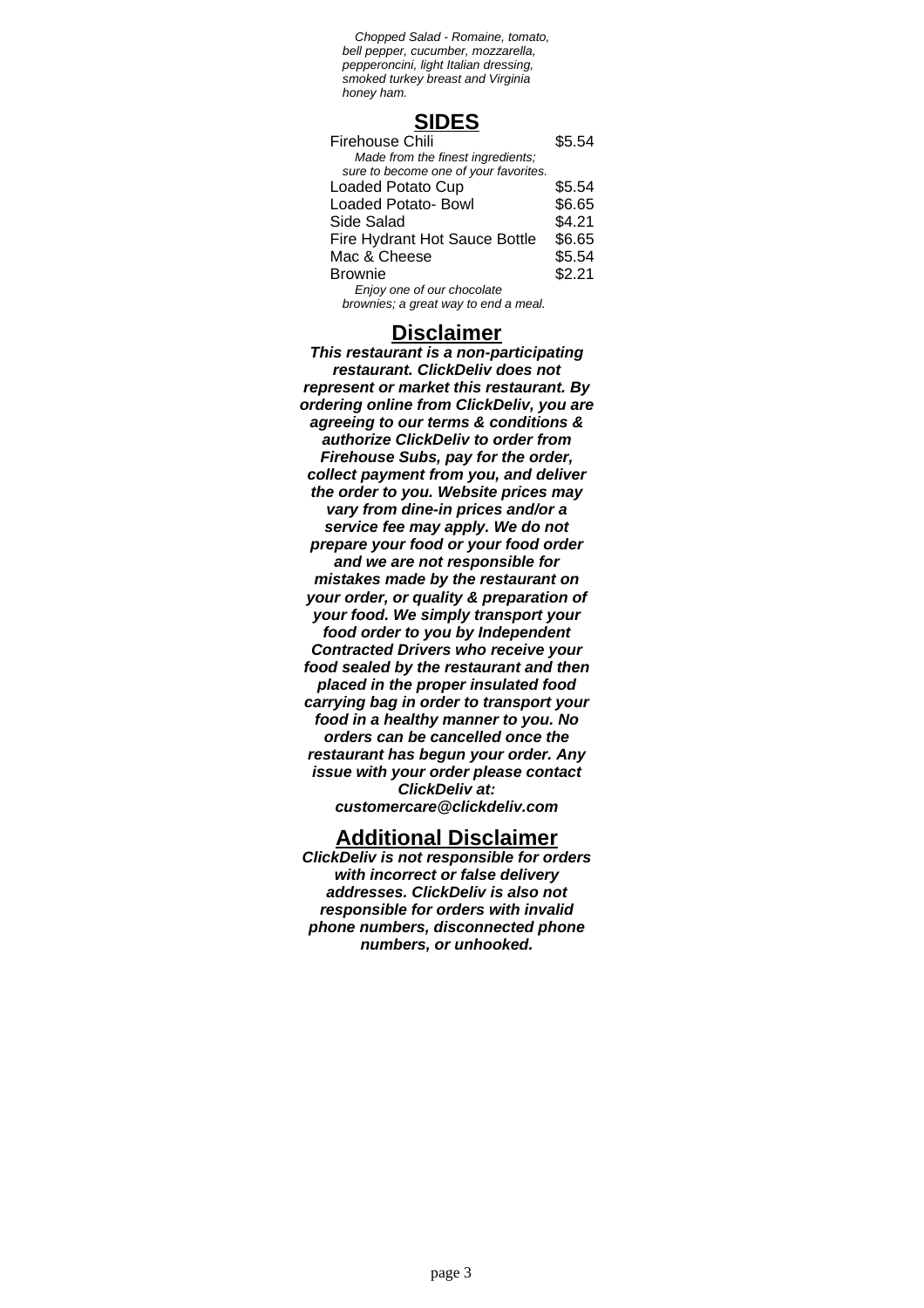*Chopped Salad - Romaine, tomato, bell pepper, cucumber, mozzarella, pepperoncini, light Italian dressing, smoked turkey breast and Virginia honey ham.*

## SIDES

| | |
|---|---|
| Firehouse Chili | $5.54 |
| *Made from the finest ingredients; sure to become one of your favorites.* | |
| Loaded Potato Cup | $5.54 |
| Loaded Potato- Bowl | $6.65 |
| Side Salad | $4.21 |
| Fire Hydrant Hot Sauce Bottle | $6.65 |
| Mac & Cheese | $5.54 |
| Brownie | $2.21 |
| *Enjoy one of our chocolate brownies; a great way to end a meal.* | |

## Disclaimer

***This restaurant is a non-participating restaurant. ClickDeliv does not represent or market this restaurant. By ordering online from ClickDeliv, you are agreeing to our terms & conditions & authorize ClickDeliv to order from Firehouse Subs, pay for the order, collect payment from you, and deliver the order to you. Website prices may vary from dine-in prices and/or a service fee may apply. We do not prepare your food or your food order and we are not responsible for mistakes made by the restaurant on your order, or quality & preparation of your food. We simply transport your food order to you by Independent Contracted Drivers who receive your food sealed by the restaurant and then placed in the proper insulated food carrying bag in order to transport your food in a healthy manner to you. No orders can be cancelled once the restaurant has begun your order. Any issue with your order please contact ClickDeliv at: customercare@clickdeliv.com***

## Additional Disclaimer

***ClickDeliv is not responsible for orders with incorrect or false delivery addresses. ClickDeliv is also not responsible for orders with invalid phone numbers, disconnected phone numbers, or unhooked.***